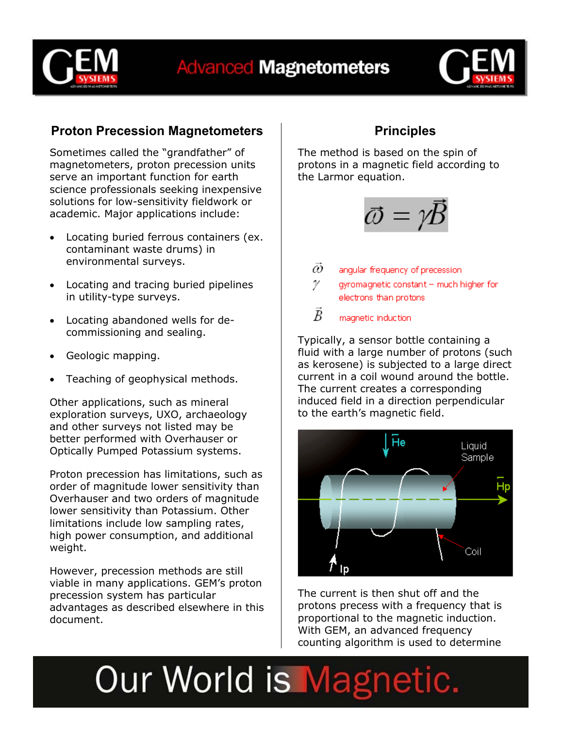# Advanced Magnetometers

## Proton Precession Magnetometers

Sometimes called the "grandfather" of magnetometers, proton precession units serve an important function for earth science professionals seeking inexpensive solutions for low-sensitivity fieldwork or academic. Major applications include:

- Locating buried ferrous containers (ex. contaminant waste drums) in environmental surveys.
- Locating and tracing buried pipelines in utility-type surveys.
- Locating abandoned wells for de-commissioning and sealing.
- Geologic mapping.
- Teaching of geophysical methods.

Other applications, such as mineral exploration surveys, UXO, archaeology and other surveys not listed may be better performed with Overhauser or Optically Pumped Potassium systems.

Proton precession has limitations, such as order of magnitude lower sensitivity than Overhauser and two orders of magnitude lower sensitivity than Potassium. Other limitations include low sampling rates, high power consumption, and additional weight.

However, precession methods are still viable in many applications. GEM's proton precession system has particular advantages as described elsewhere in this document.

## Principles

The method is based on the spin of protons in a magnetic field according to the Larmor equation.

$$\vec{\omega} = \gamma \vec{B}$$

$\vec{\omega}$ angular frequency of precession

$\gamma$ gyromagnetic constant – much higher for electrons than protons

$\vec{B}$ magnetic induction

Typically, a sensor bottle containing a fluid with a large number of protons (such as kerosene) is subjected to a large direct current in a coil wound around the bottle. The current creates a corresponding induced field in a direction perpendicular to the earth's magnetic field.

He, Liquid Sample, Hp, Coil, Ip

The current is then shut off and the protons precess with a frequency that is proportional to the magnetic induction. With GEM, an advanced frequency counting algorithm is used to determine

Our World is Magnetic.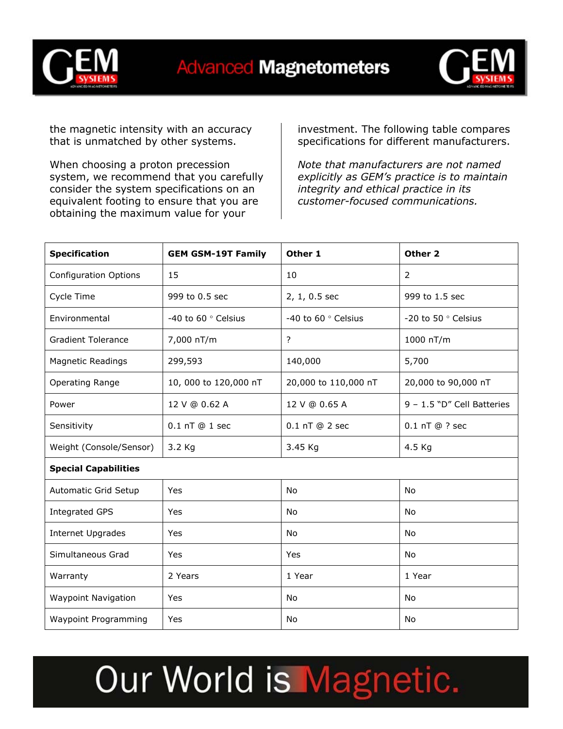the magnetic intensity with an accuracy that is unmatched by other systems.

When choosing a proton precession system, we recommend that you carefully consider the system specifications on an equivalent footing to ensure that you are obtaining the maximum value for your investment. The following table compares specifications for different manufacturers.

*Note that manufacturers are not named explicitly as GEM's practice is to maintain integrity and ethical practice in its customer-focused communications.*

| **Specification** | **GEM GSM-19T Family** | **Other 1** | **Other 2** |
|---|---|---|---|
| Configuration Options | 15 | 10 | 2 |
| Cycle Time | 999 to 0.5 sec | 2, 1, 0.5 sec | 999 to 1.5 sec |
| Environmental | -40 to 60 ° Celsius | -40 to 60 ° Celsius | -20 to 50 ° Celsius |
| Gradient Tolerance | 7,000 nT/m | ? | 1000 nT/m |
| Magnetic Readings | 299,593 | 140,000 | 5,700 |
| Operating Range | 10, 000 to 120,000 nT | 20,000 to 110,000 nT | 20,000 to 90,000 nT |
| Power | 12 V @ 0.62 A | 12 V @ 0.65 A | 9 – 1.5 "D" Cell Batteries |
| Sensitivity | 0.1 nT @ 1 sec | 0.1 nT @ 2 sec | 0.1 nT @ ? sec |
| Weight (Console/Sensor) | 3.2 Kg | 3.45 Kg | 4.5 Kg |
| **Special Capabilities** | | | |
| Automatic Grid Setup | Yes | No | No |
| Integrated GPS | Yes | No | No |
| Internet Upgrades | Yes | No | No |
| Simultaneous Grad | Yes | Yes | No |
| Warranty | 2 Years | 1 Year | 1 Year |
| Waypoint Navigation | Yes | No | No |
| Waypoint Programming | Yes | No | No |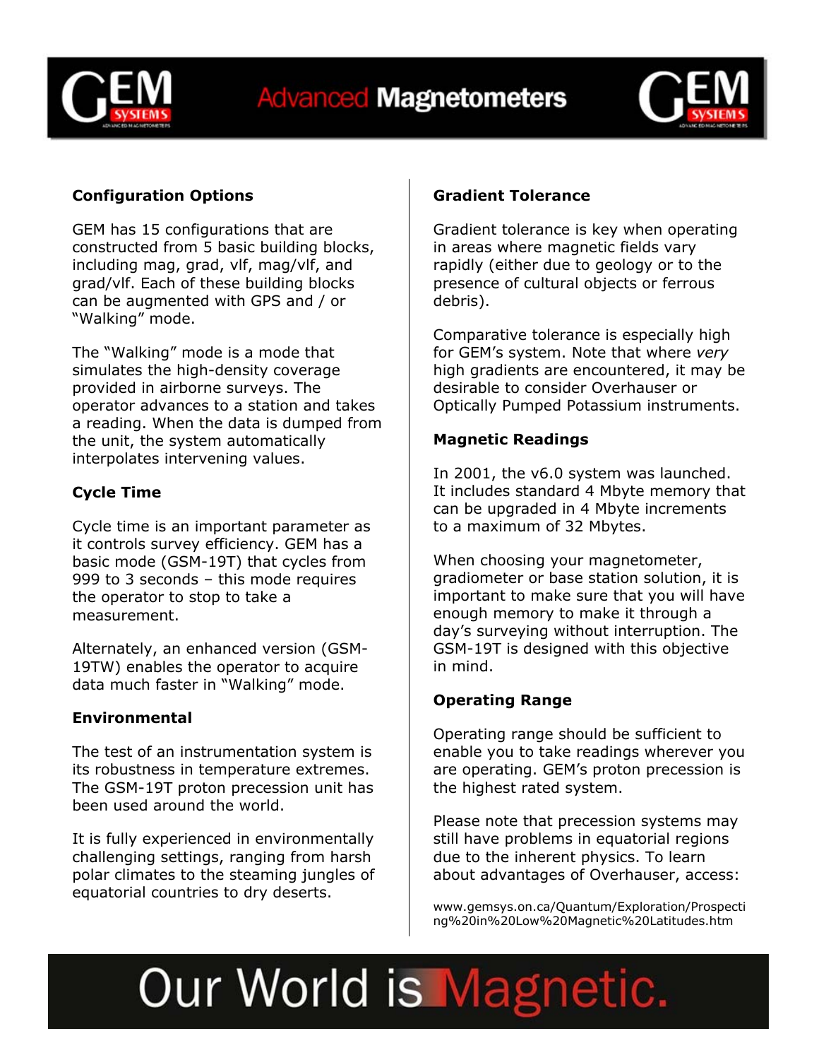### Configuration Options

GEM has 15 configurations that are constructed from 5 basic building blocks, including mag, grad, vlf, mag/vlf, and grad/vlf. Each of these building blocks can be augmented with GPS and / or "Walking" mode.

The "Walking" mode is a mode that simulates the high-density coverage provided in airborne surveys. The operator advances to a station and takes a reading. When the data is dumped from the unit, the system automatically interpolates intervening values.

### Cycle Time

Cycle time is an important parameter as it controls survey efficiency. GEM has a basic mode (GSM-19T) that cycles from 999 to 3 seconds – this mode requires the operator to stop to take a measurement.

Alternately, an enhanced version (GSM-19TW) enables the operator to acquire data much faster in "Walking" mode.

### Environmental

The test of an instrumentation system is its robustness in temperature extremes. The GSM-19T proton precession unit has been used around the world.

It is fully experienced in environmentally challenging settings, ranging from harsh polar climates to the steaming jungles of equatorial countries to dry deserts.

### Gradient Tolerance

Gradient tolerance is key when operating in areas where magnetic fields vary rapidly (either due to geology or to the presence of cultural objects or ferrous debris).

Comparative tolerance is especially high for GEM's system. Note that where *very* high gradients are encountered, it may be desirable to consider Overhauser or Optically Pumped Potassium instruments.

### Magnetic Readings

In 2001, the v6.0 system was launched. It includes standard 4 Mbyte memory that can be upgraded in 4 Mbyte increments to a maximum of 32 Mbytes.

When choosing your magnetometer, gradiometer or base station solution, it is important to make sure that you will have enough memory to make it through a day's surveying without interruption. The GSM-19T is designed with this objective in mind.

### Operating Range

Operating range should be sufficient to enable you to take readings wherever you are operating. GEM's proton precession is the highest rated system.

Please note that precession systems may still have problems in equatorial regions due to the inherent physics. To learn about advantages of Overhauser, access:

www.gemsys.on.ca/Quantum/Exploration/Prospecting%20in%20Low%20Magnetic%20Latitudes.htm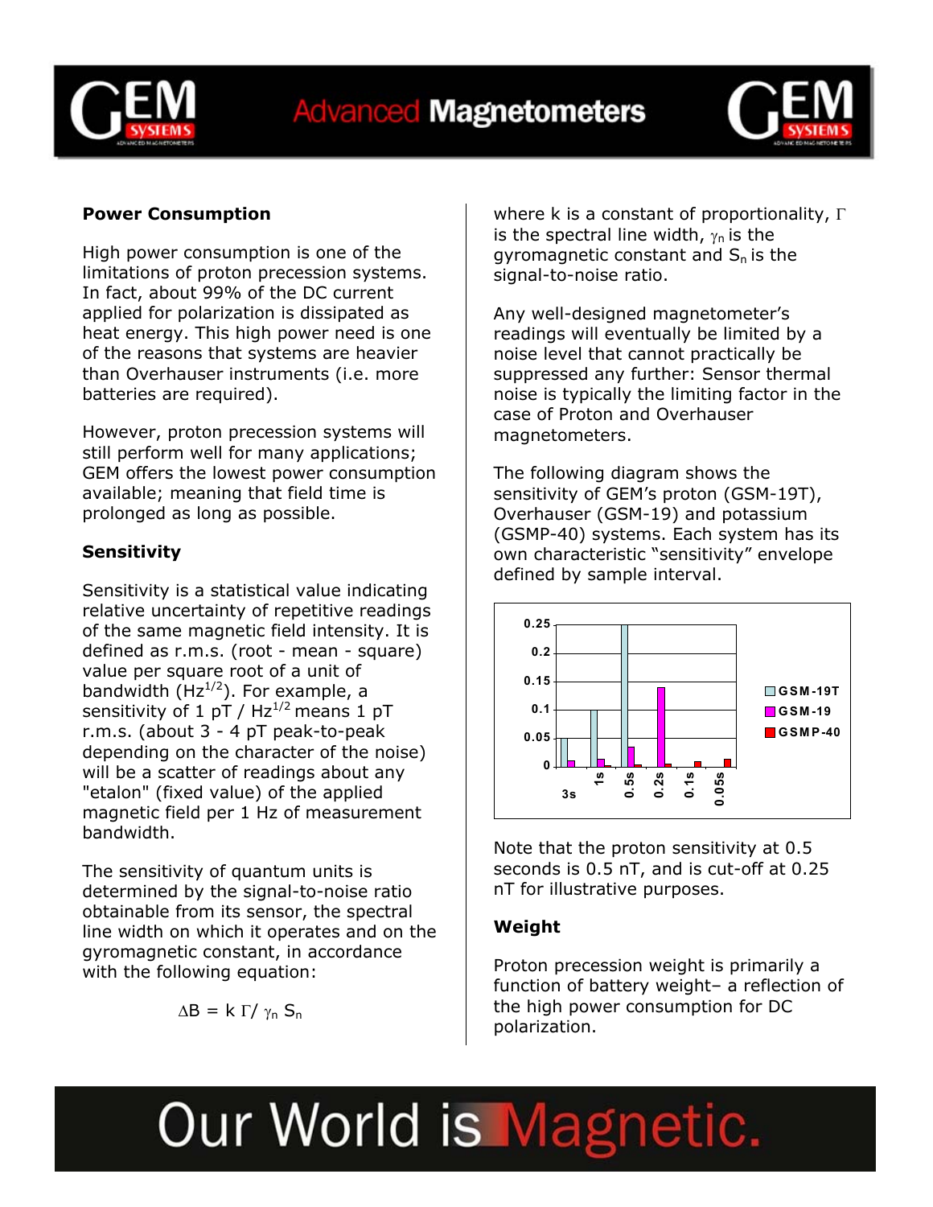## Power Consumption

High power consumption is one of the limitations of proton precession systems. In fact, about 99% of the DC current applied for polarization is dissipated as heat energy. This high power need is one of the reasons that systems are heavier than Overhauser instruments (i.e. more batteries are required).

However, proton precession systems will still perform well for many applications; GEM offers the lowest power consumption available; meaning that field time is prolonged as long as possible.

## Sensitivity

Sensitivity is a statistical value indicating relative uncertainty of repetitive readings of the same magnetic field intensity. It is defined as r.m.s. (root - mean - square) value per square root of a unit of bandwidth ($Hz^{1/2}$). For example, a sensitivity of 1 pT / $Hz^{1/2}$ means 1 pT r.m.s. (about 3 - 4 pT peak-to-peak depending on the character of the noise) will be a scatter of readings about any "etalon" (fixed value) of the applied magnetic field per 1 Hz of measurement bandwidth.

The sensitivity of quantum units is determined by the signal-to-noise ratio obtainable from its sensor, the spectral line width on which it operates and on the gyromagnetic constant, in accordance with the following equation:

$$\Delta B = k \, \Gamma / \gamma_n \, S_n$$

where k is a constant of proportionality, $\Gamma$ is the spectral line width, $\gamma_n$ is the gyromagnetic constant and $S_n$ is the signal-to-noise ratio.

Any well-designed magnetometer's readings will eventually be limited by a noise level that cannot practically be suppressed any further: Sensor thermal noise is typically the limiting factor in the case of Proton and Overhauser magnetometers.

The following diagram shows the sensitivity of GEM's proton (GSM-19T), Overhauser (GSM-19) and potassium (GSMP-40) systems. Each system has its own characteristic "sensitivity" envelope defined by sample interval.

Note that the proton sensitivity at 0.5 seconds is 0.5 nT, and is cut-off at 0.25 nT for illustrative purposes.

## Weight

Proton precession weight is primarily a function of battery weight– a reflection of the high power consumption for DC polarization.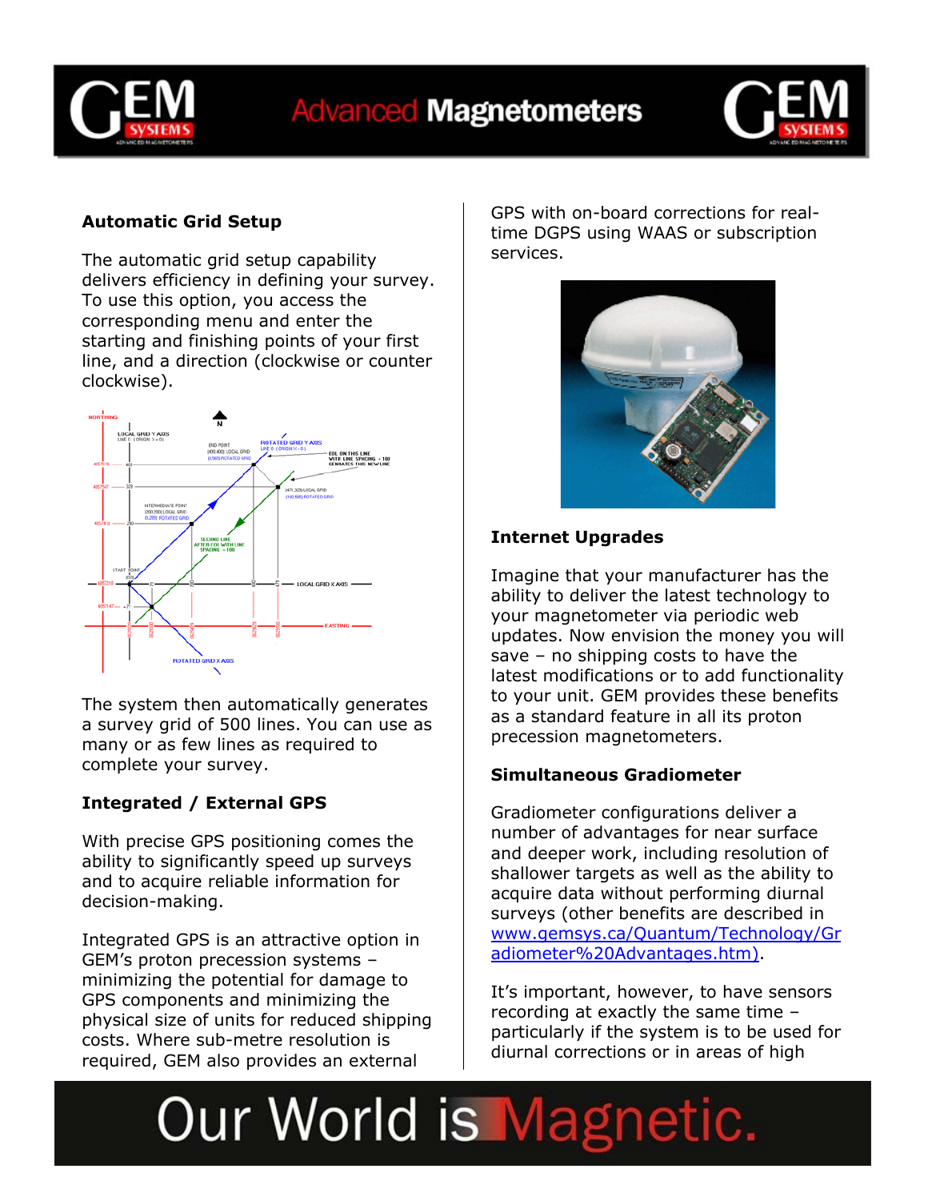## Automatic Grid Setup

The automatic grid setup capability delivers efficiency in defining your survey. To use this option, you access the corresponding menu and enter the starting and finishing points of your first line, and a direction (clockwise or counter clockwise).

The system then automatically generates a survey grid of 500 lines. You can use as many or as few lines as required to complete your survey.

## Integrated / External GPS

With precise GPS positioning comes the ability to significantly speed up surveys and to acquire reliable information for decision-making.

Integrated GPS is an attractive option in GEM's proton precession systems – minimizing the potential for damage to GPS components and minimizing the physical size of units for reduced shipping costs. Where sub-metre resolution is required, GEM also provides an external GPS with on-board corrections for real-time DGPS using WAAS or subscription services.

## Internet Upgrades

Imagine that your manufacturer has the ability to deliver the latest technology to your magnetometer via periodic web updates. Now envision the money you will save – no shipping costs to have the latest modifications or to add functionality to your unit. GEM provides these benefits as a standard feature in all its proton precession magnetometers.

## Simultaneous Gradiometer

Gradiometer configurations deliver a number of advantages for near surface and deeper work, including resolution of shallower targets as well as the ability to acquire data without performing diurnal surveys (other benefits are described in [www.gemsys.ca/Quantum/Technology/Gradiometer%20Advantages.htm)](www.gemsys.ca/Quantum/Technology/Gradiometer%20Advantages.htm).

It's important, however, to have sensors recording at exactly the same time – particularly if the system is to be used for diurnal corrections or in areas of high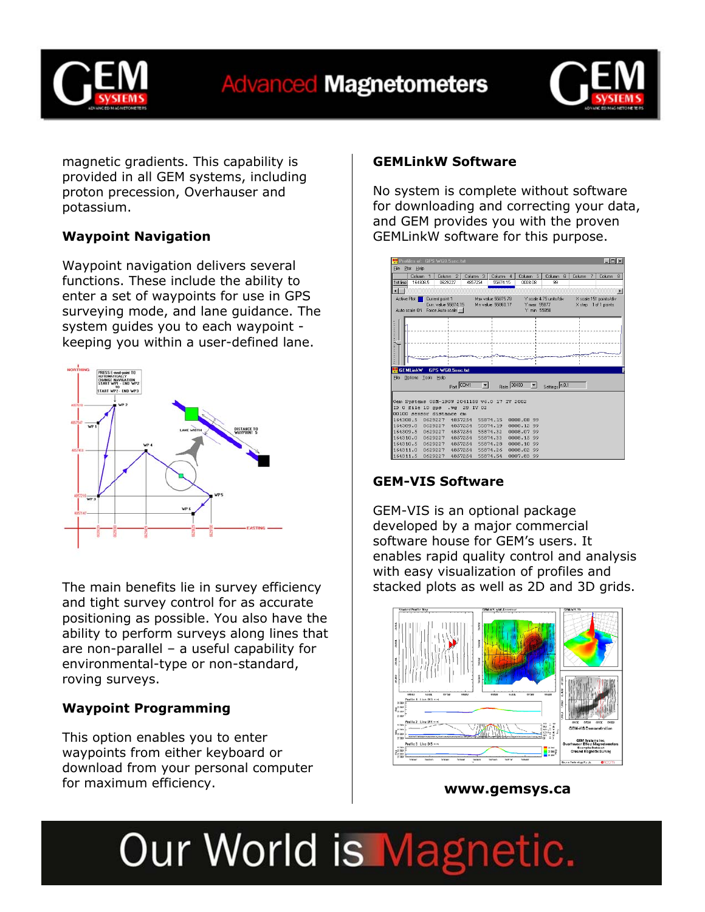magnetic gradients. This capability is provided in all GEM systems, including proton precession, Overhauser and potassium.

**Waypoint Navigation**

Waypoint navigation delivers several functions. These include the ability to enter a set of waypoints for use in GPS surveying mode, and lane guidance. The system guides you to each waypoint - keeping you within a user-defined lane.

The main benefits lie in survey efficiency and tight survey control for as accurate positioning as possible. You also have the ability to perform surveys along lines that are non-parallel – a useful capability for environmental-type or non-standard, roving surveys.

**Waypoint Programming**

This option enables you to enter waypoints from either keyboard or download from your personal computer for maximum efficiency.

**GEMLinkW Software**

No system is complete without software for downloading and correcting your data, and GEM provides you with the proven GEMLinkW software for this purpose.

**GEM-VIS Software**

GEM-VIS is an optional package developed by a major commercial software house for GEM's users. It enables rapid quality control and analysis with easy visualization of profiles and stacked plots as well as 2D and 3D grids.

**www.gemsys.ca**

Our World is Magnetic.